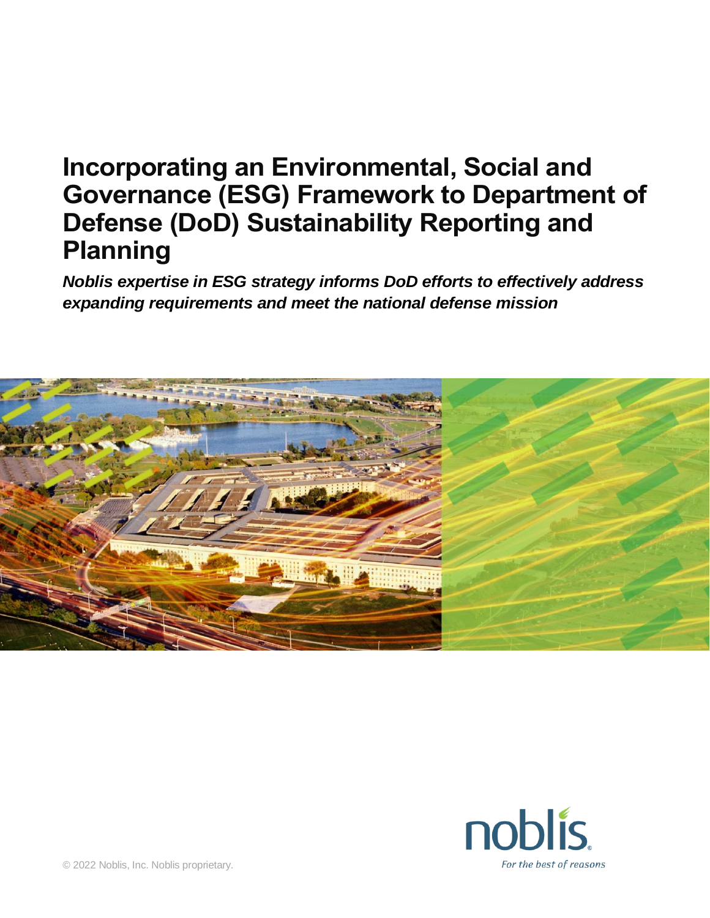# Incorporating an Environmental, Social and Governance (ESG) Framework to Department of Defense (DoD) Sustainability Reporting and Planning

***Noblis expertise in ESG strategy informs DoD efforts to effectively address expanding requirements and meet the national defense mission***

© 2022 Noblis, Inc. Noblis proprietary.

noblis

*For the best of reasons*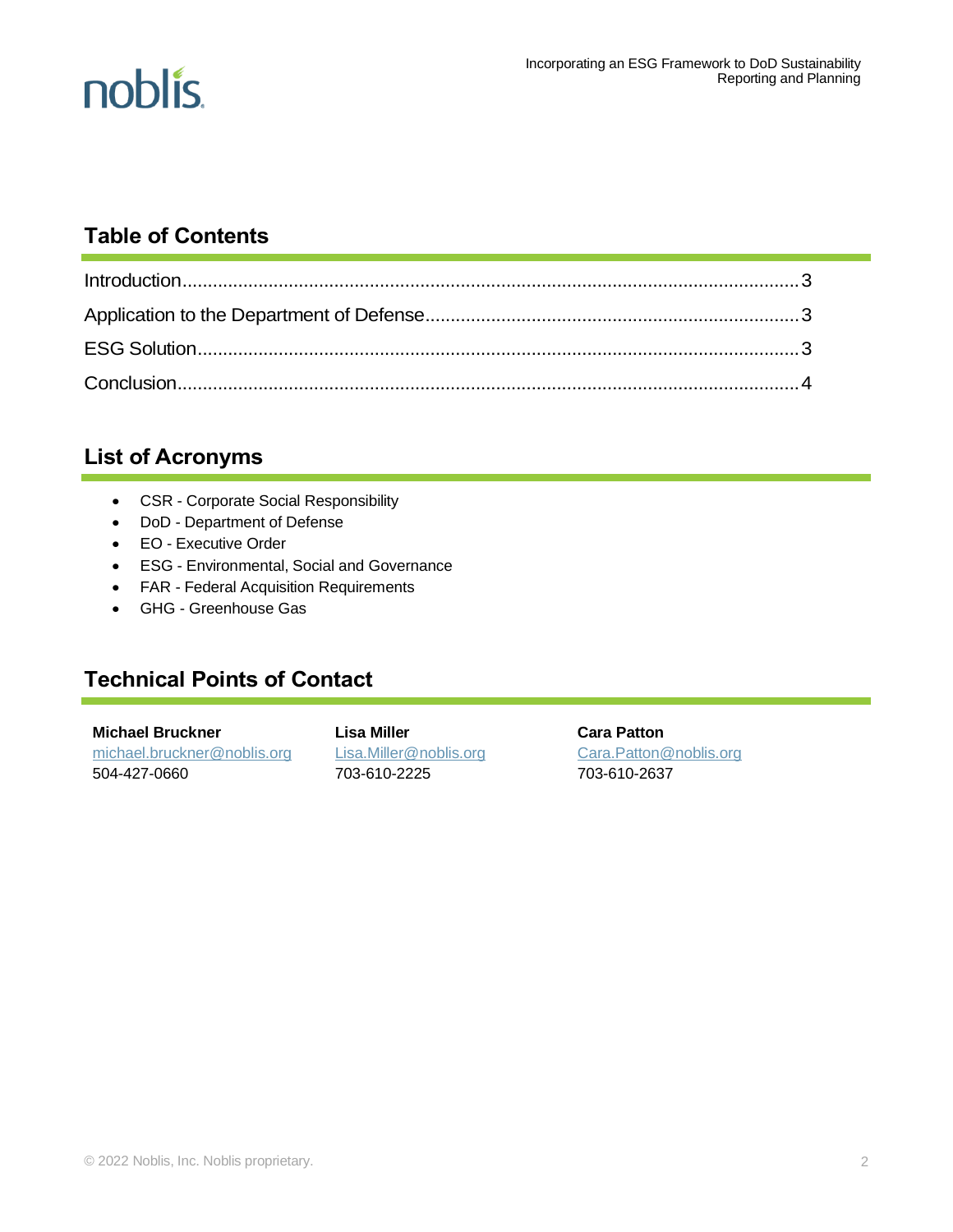## Table of Contents

Introduction........................................................................................................3
Application to the Department of Defense........................................................3
ESG Solution......................................................................................................3
Conclusion..........................................................................................................4

## List of Acronyms

- CSR - Corporate Social Responsibility
- DoD - Department of Defense
- EO - Executive Order
- ESG - Environmental, Social and Governance
- FAR - Federal Acquisition Requirements
- GHG - Greenhouse Gas

## Technical Points of Contact

**Michael Bruckner**
michael.bruckner@noblis.org
504-427-0660

**Lisa Miller**
Lisa.Miller@noblis.org
703-610-2225

**Cara Patton**
Cara.Patton@noblis.org
703-610-2637

© 2022 Noblis, Inc. Noblis proprietary.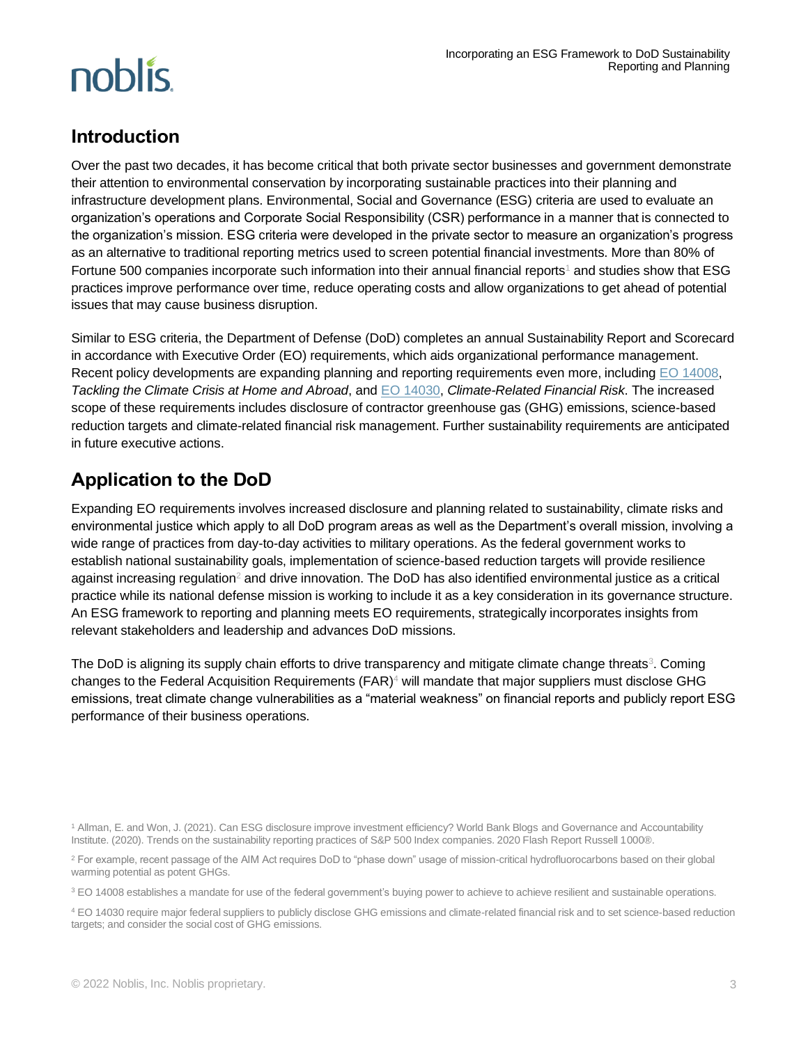## Introduction

Over the past two decades, it has become critical that both private sector businesses and government demonstrate their attention to environmental conservation by incorporating sustainable practices into their planning and infrastructure development plans. Environmental, Social and Governance (ESG) criteria are used to evaluate an organization's operations and Corporate Social Responsibility (CSR) performance in a manner that is connected to the organization's mission. ESG criteria were developed in the private sector to measure an organization's progress as an alternative to traditional reporting metrics used to screen potential financial investments. More than 80% of Fortune 500 companies incorporate such information into their annual financial reports[1] and studies show that ESG practices improve performance over time, reduce operating costs and allow organizations to get ahead of potential issues that may cause business disruption.

Similar to ESG criteria, the Department of Defense (DoD) completes an annual Sustainability Report and Scorecard in accordance with Executive Order (EO) requirements, which aids organizational performance management. Recent policy developments are expanding planning and reporting requirements even more, including EO 14008, *Tackling the Climate Crisis at Home and Abroad*, and EO 14030, *Climate-Related Financial Risk*. The increased scope of these requirements includes disclosure of contractor greenhouse gas (GHG) emissions, science-based reduction targets and climate-related financial risk management. Further sustainability requirements are anticipated in future executive actions.

## Application to the DoD

Expanding EO requirements involves increased disclosure and planning related to sustainability, climate risks and environmental justice which apply to all DoD program areas as well as the Department's overall mission, involving a wide range of practices from day-to-day activities to military operations. As the federal government works to establish national sustainability goals, implementation of science-based reduction targets will provide resilience against increasing regulation[2] and drive innovation. The DoD has also identified environmental justice as a critical practice while its national defense mission is working to include it as a key consideration in its governance structure. An ESG framework to reporting and planning meets EO requirements, strategically incorporates insights from relevant stakeholders and leadership and advances DoD missions.

The DoD is aligning its supply chain efforts to drive transparency and mitigate climate change threats[3]. Coming changes to the Federal Acquisition Requirements (FAR)[4] will mandate that major suppliers must disclose GHG emissions, treat climate change vulnerabilities as a "material weakness" on financial reports and publicly report ESG performance of their business operations.

---

[1] Allman, E. and Won, J. (2021). Can ESG disclosure improve investment efficiency? World Bank Blogs and Governance and Accountability Institute. (2020). Trends on the sustainability reporting practices of S&P 500 Index companies. 2020 Flash Report Russell 1000®.

[2] For example, recent passage of the AIM Act requires DoD to "phase down" usage of mission-critical hydrofluorocarbons based on their global warming potential as potent GHGs.

[3] EO 14008 establishes a mandate for use of the federal government's buying power to achieve to achieve resilient and sustainable operations.

[4] EO 14030 require major federal suppliers to publicly disclose GHG emissions and climate-related financial risk and to set science-based reduction targets; and consider the social cost of GHG emissions.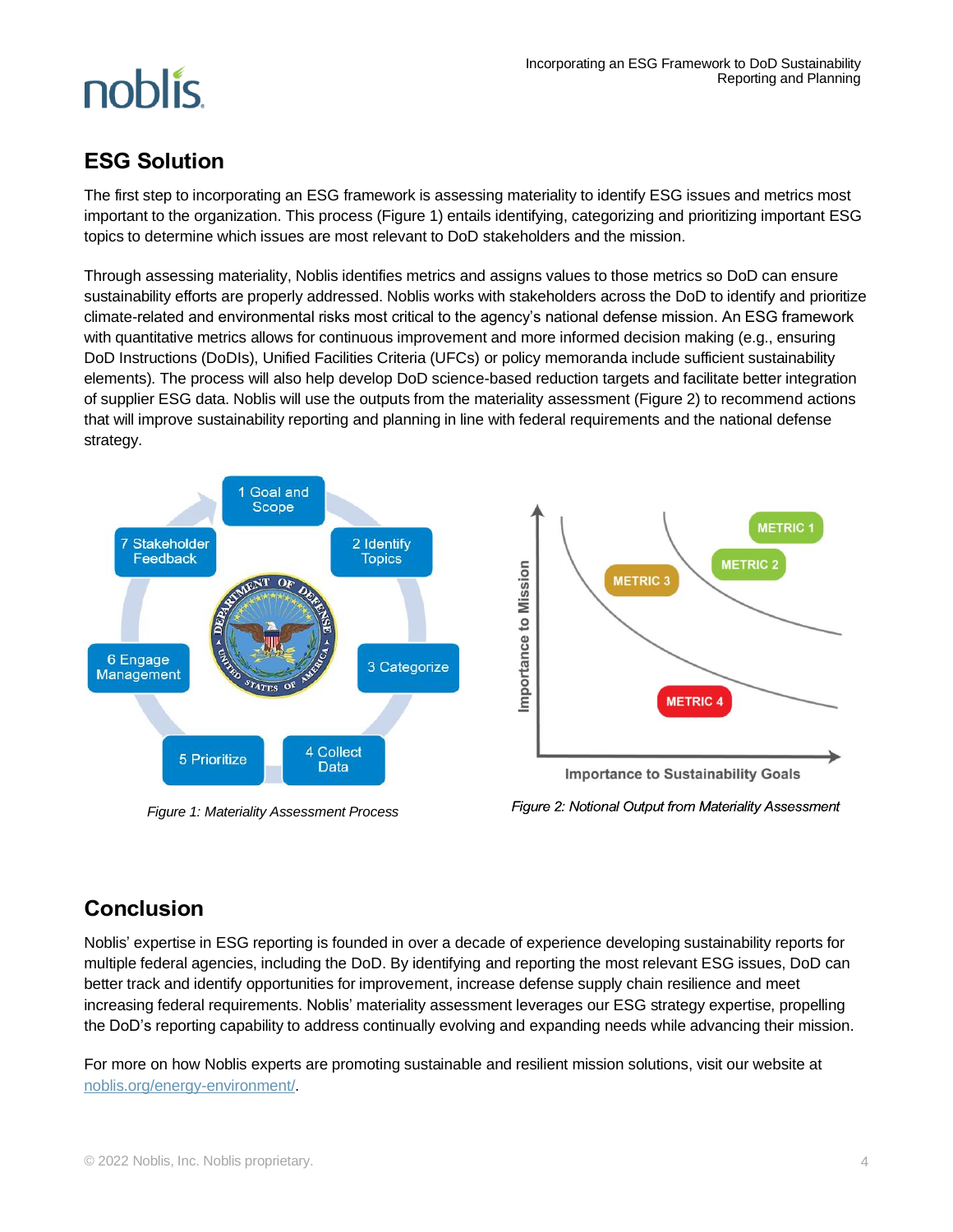## ESG Solution

The first step to incorporating an ESG framework is assessing materiality to identify ESG issues and metrics most important to the organization. This process (Figure 1) entails identifying, categorizing and prioritizing important ESG topics to determine which issues are most relevant to DoD stakeholders and the mission.

Through assessing materiality, Noblis identifies metrics and assigns values to those metrics so DoD can ensure sustainability efforts are properly addressed. Noblis works with stakeholders across the DoD to identify and prioritize climate-related and environmental risks most critical to the agency's national defense mission. An ESG framework with quantitative metrics allows for continuous improvement and more informed decision making (e.g., ensuring DoD Instructions (DoDIs), Unified Facilities Criteria (UFCs) or policy memoranda include sufficient sustainability elements). The process will also help develop DoD science-based reduction targets and facilitate better integration of supplier ESG data. Noblis will use the outputs from the materiality assessment (Figure 2) to recommend actions that will improve sustainability reporting and planning in line with federal requirements and the national defense strategy.

1 Goal and Scope, 2 Identify Topics, 3 Categorize, 4 Collect Data, 5 Prioritize, 6 Engage Management, 7 Stakeholder Feedback

*Figure 1: Materiality Assessment Process*

Importance to Mission / Importance to Sustainability Goals: METRIC 1, METRIC 2, METRIC 3, METRIC 4

*Figure 2: Notional Output from Materiality Assessment*

## Conclusion

Noblis' expertise in ESG reporting is founded in over a decade of experience developing sustainability reports for multiple federal agencies, including the DoD. By identifying and reporting the most relevant ESG issues, DoD can better track and identify opportunities for improvement, increase defense supply chain resilience and meet increasing federal requirements. Noblis' materiality assessment leverages our ESG strategy expertise, propelling the DoD's reporting capability to address continually evolving and expanding needs while advancing their mission.

For more on how Noblis experts are promoting sustainable and resilient mission solutions, visit our website at noblis.org/energy-environment/.

© 2022 Noblis, Inc. Noblis proprietary.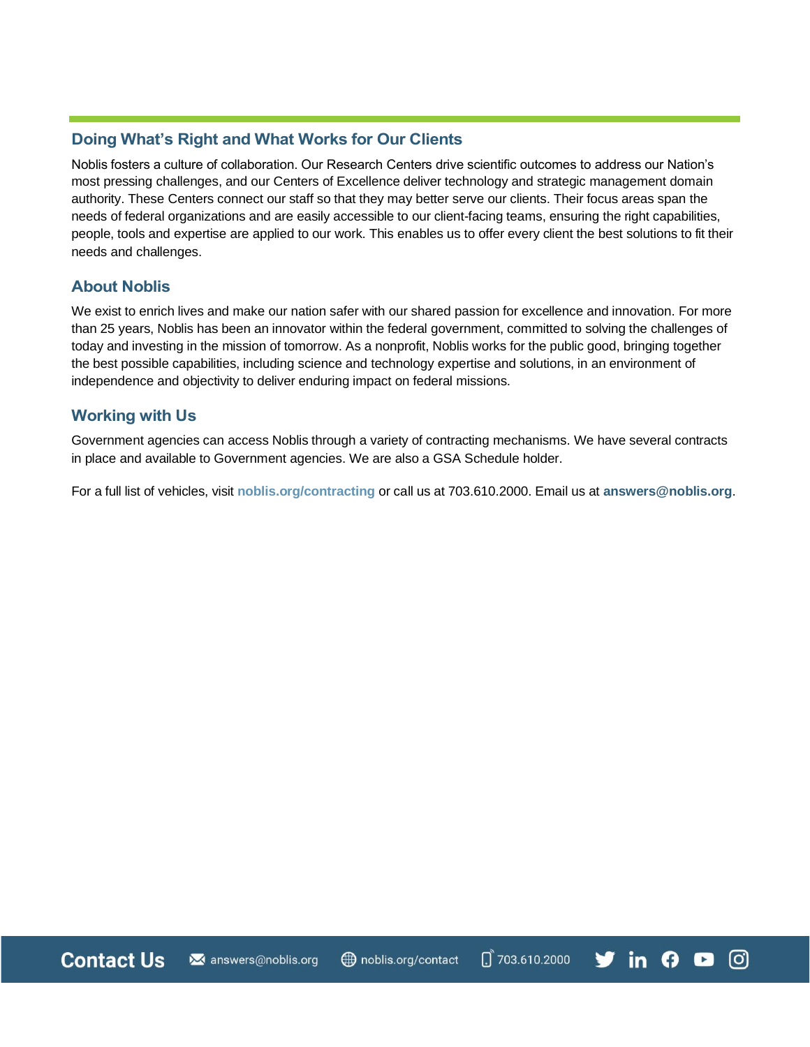## Doing What's Right and What Works for Our Clients

Noblis fosters a culture of collaboration. Our Research Centers drive scientific outcomes to address our Nation's most pressing challenges, and our Centers of Excellence deliver technology and strategic management domain authority. These Centers connect our staff so that they may better serve our clients. Their focus areas span the needs of federal organizations and are easily accessible to our client-facing teams, ensuring the right capabilities, people, tools and expertise are applied to our work. This enables us to offer every client the best solutions to fit their needs and challenges.

## About Noblis

We exist to enrich lives and make our nation safer with our shared passion for excellence and innovation. For more than 25 years, Noblis has been an innovator within the federal government, committed to solving the challenges of today and investing in the mission of tomorrow. As a nonprofit, Noblis works for the public good, bringing together the best possible capabilities, including science and technology expertise and solutions, in an environment of independence and objectivity to deliver enduring impact on federal missions.

## Working with Us

Government agencies can access Noblis through a variety of contracting mechanisms. We have several contracts in place and available to Government agencies. We are also a GSA Schedule holder.

For a full list of vehicles, visit **noblis.org/contracting** or call us at 703.610.2000. Email us at **answers@noblis.org**.

**Contact Us** answers@noblis.org noblis.org/contact 703.610.2000